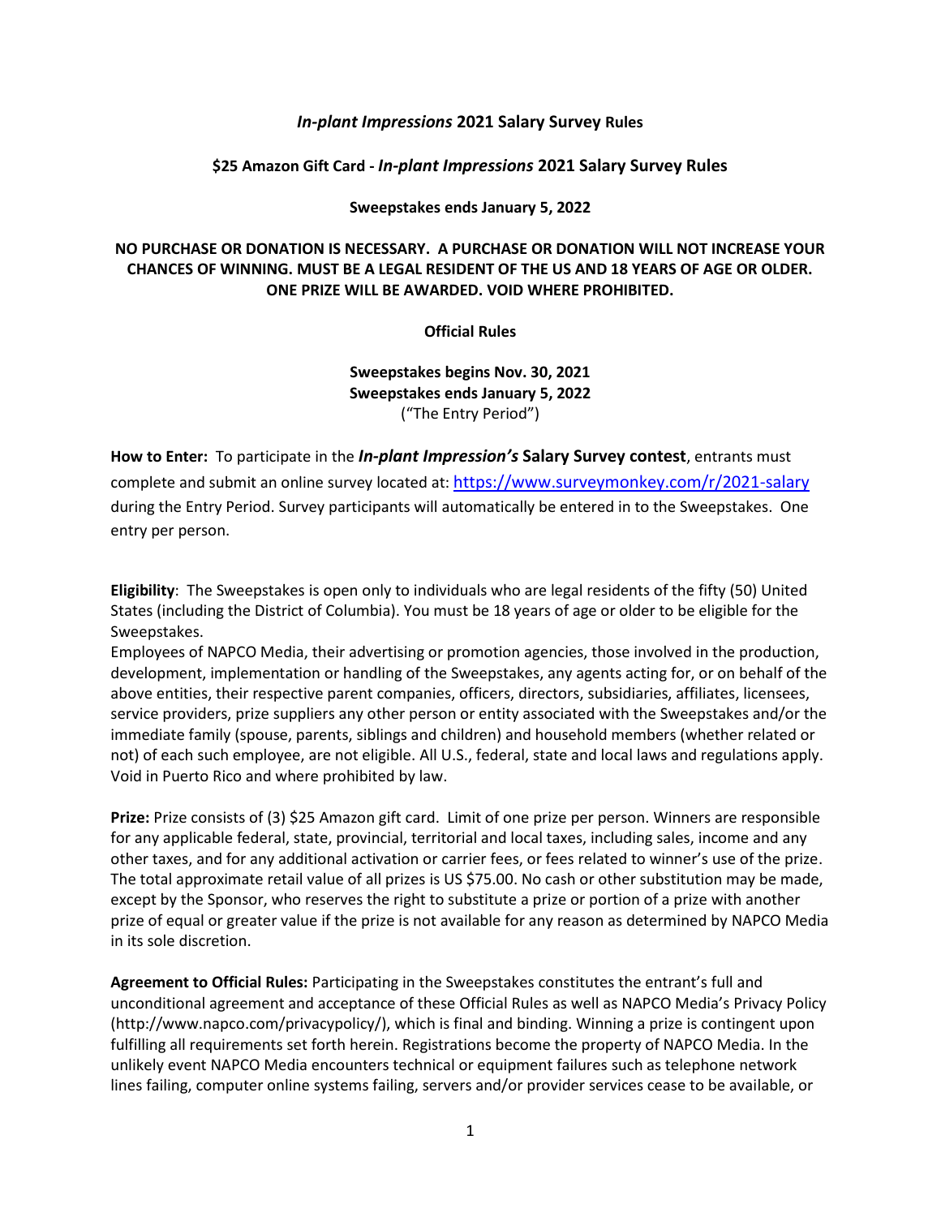# *In-plant Impressions* 2021 Salary Survey Rules

## $25 Amazon Gift Card - *In-plant Impressions* 2021 Salary Survey Rules

**Sweepstakes ends January 5, 2022**

**NO PURCHASE OR DONATION IS NECESSARY. A PURCHASE OR DONATION WILL NOT INCREASE YOUR CHANCES OF WINNING. MUST BE A LEGAL RESIDENT OF THE US AND 18 YEARS OF AGE OR OLDER. ONE PRIZE WILL BE AWARDED. VOID WHERE PROHIBITED.**

**Official Rules**

**Sweepstakes begins Nov. 30, 2021**
**Sweepstakes ends January 5, 2022**
("The Entry Period")

**How to Enter:** To participate in the ***In-plant Impression's* Salary Survey contest**, entrants must complete and submit an online survey located at: https://www.surveymonkey.com/r/2021-salary during the Entry Period. Survey participants will automatically be entered in to the Sweepstakes. One entry per person.

**Eligibility**: The Sweepstakes is open only to individuals who are legal residents of the fifty (50) United States (including the District of Columbia). You must be 18 years of age or older to be eligible for the Sweepstakes.
Employees of NAPCO Media, their advertising or promotion agencies, those involved in the production, development, implementation or handling of the Sweepstakes, any agents acting for, or on behalf of the above entities, their respective parent companies, officers, directors, subsidiaries, affiliates, licensees, service providers, prize suppliers any other person or entity associated with the Sweepstakes and/or the immediate family (spouse, parents, siblings and children) and household members (whether related or not) of each such employee, are not eligible. All U.S., federal, state and local laws and regulations apply. Void in Puerto Rico and where prohibited by law.

**Prize:** Prize consists of (3) $25 Amazon gift card. Limit of one prize per person. Winners are responsible for any applicable federal, state, provincial, territorial and local taxes, including sales, income and any other taxes, and for any additional activation or carrier fees, or fees related to winner's use of the prize. The total approximate retail value of all prizes is US $75.00. No cash or other substitution may be made, except by the Sponsor, who reserves the right to substitute a prize or portion of a prize with another prize of equal or greater value if the prize is not available for any reason as determined by NAPCO Media in its sole discretion.

**Agreement to Official Rules:** Participating in the Sweepstakes constitutes the entrant's full and unconditional agreement and acceptance of these Official Rules as well as NAPCO Media's Privacy Policy (http://www.napco.com/privacypolicy/), which is final and binding. Winning a prize is contingent upon fulfilling all requirements set forth herein. Registrations become the property of NAPCO Media. In the unlikely event NAPCO Media encounters technical or equipment failures such as telephone network lines failing, computer online systems failing, servers and/or provider services cease to be available, or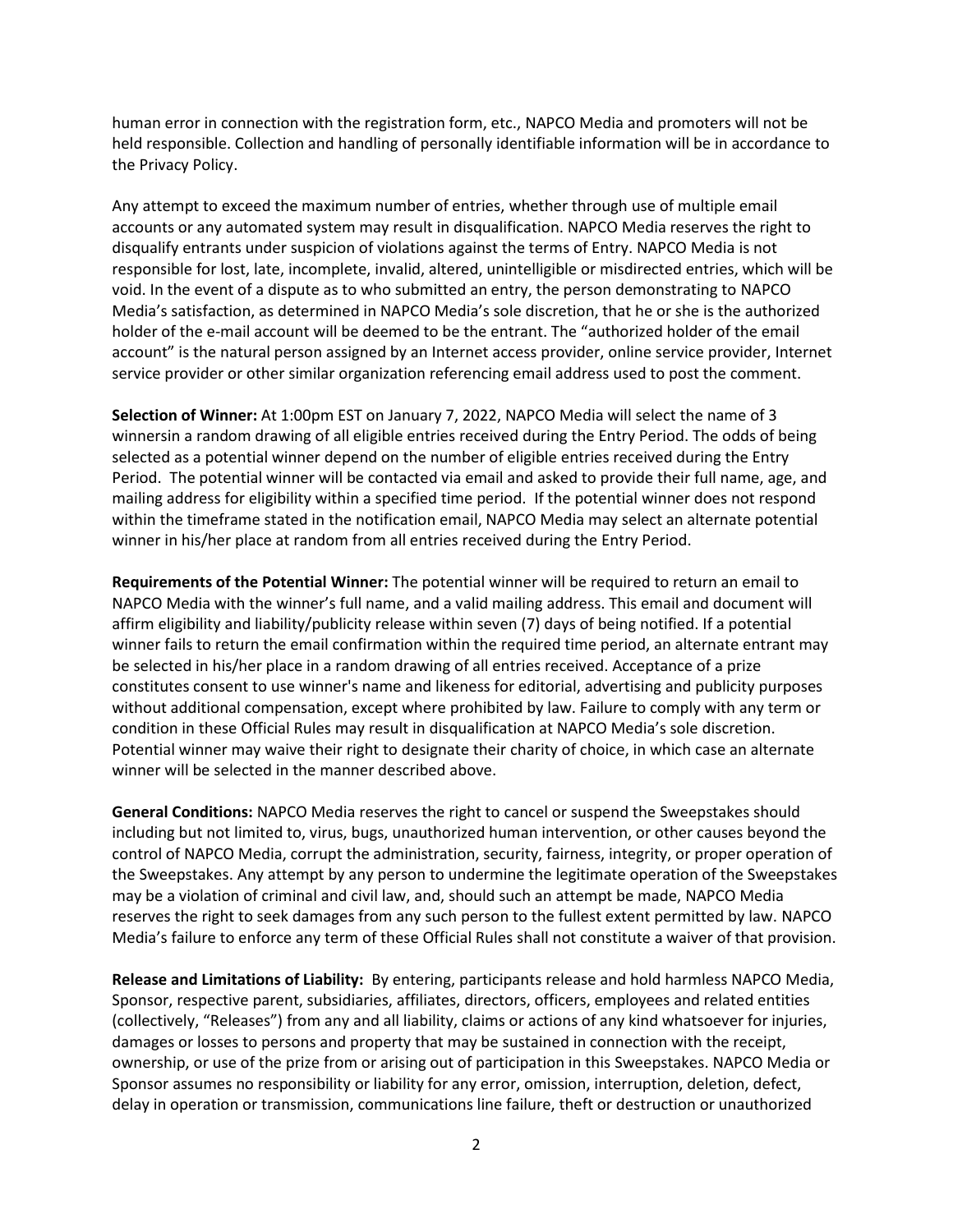human error in connection with the registration form, etc., NAPCO Media and promoters will not be held responsible. Collection and handling of personally identifiable information will be in accordance to the Privacy Policy.

Any attempt to exceed the maximum number of entries, whether through use of multiple email accounts or any automated system may result in disqualification. NAPCO Media reserves the right to disqualify entrants under suspicion of violations against the terms of Entry. NAPCO Media is not responsible for lost, late, incomplete, invalid, altered, unintelligible or misdirected entries, which will be void. In the event of a dispute as to who submitted an entry, the person demonstrating to NAPCO Media's satisfaction, as determined in NAPCO Media's sole discretion, that he or she is the authorized holder of the e-mail account will be deemed to be the entrant. The "authorized holder of the email account" is the natural person assigned by an Internet access provider, online service provider, Internet service provider or other similar organization referencing email address used to post the comment.

**Selection of Winner:** At 1:00pm EST on January 7, 2022, NAPCO Media will select the name of 3 winnersin a random drawing of all eligible entries received during the Entry Period. The odds of being selected as a potential winner depend on the number of eligible entries received during the Entry Period. The potential winner will be contacted via email and asked to provide their full name, age, and mailing address for eligibility within a specified time period. If the potential winner does not respond within the timeframe stated in the notification email, NAPCO Media may select an alternate potential winner in his/her place at random from all entries received during the Entry Period.

**Requirements of the Potential Winner:** The potential winner will be required to return an email to NAPCO Media with the winner's full name, and a valid mailing address. This email and document will affirm eligibility and liability/publicity release within seven (7) days of being notified. If a potential winner fails to return the email confirmation within the required time period, an alternate entrant may be selected in his/her place in a random drawing of all entries received. Acceptance of a prize constitutes consent to use winner's name and likeness for editorial, advertising and publicity purposes without additional compensation, except where prohibited by law. Failure to comply with any term or condition in these Official Rules may result in disqualification at NAPCO Media's sole discretion. Potential winner may waive their right to designate their charity of choice, in which case an alternate winner will be selected in the manner described above.

**General Conditions:** NAPCO Media reserves the right to cancel or suspend the Sweepstakes should including but not limited to, virus, bugs, unauthorized human intervention, or other causes beyond the control of NAPCO Media, corrupt the administration, security, fairness, integrity, or proper operation of the Sweepstakes. Any attempt by any person to undermine the legitimate operation of the Sweepstakes may be a violation of criminal and civil law, and, should such an attempt be made, NAPCO Media reserves the right to seek damages from any such person to the fullest extent permitted by law. NAPCO Media's failure to enforce any term of these Official Rules shall not constitute a waiver of that provision.

**Release and Limitations of Liability:** By entering, participants release and hold harmless NAPCO Media, Sponsor, respective parent, subsidiaries, affiliates, directors, officers, employees and related entities (collectively, "Releases") from any and all liability, claims or actions of any kind whatsoever for injuries, damages or losses to persons and property that may be sustained in connection with the receipt, ownership, or use of the prize from or arising out of participation in this Sweepstakes. NAPCO Media or Sponsor assumes no responsibility or liability for any error, omission, interruption, deletion, defect, delay in operation or transmission, communications line failure, theft or destruction or unauthorized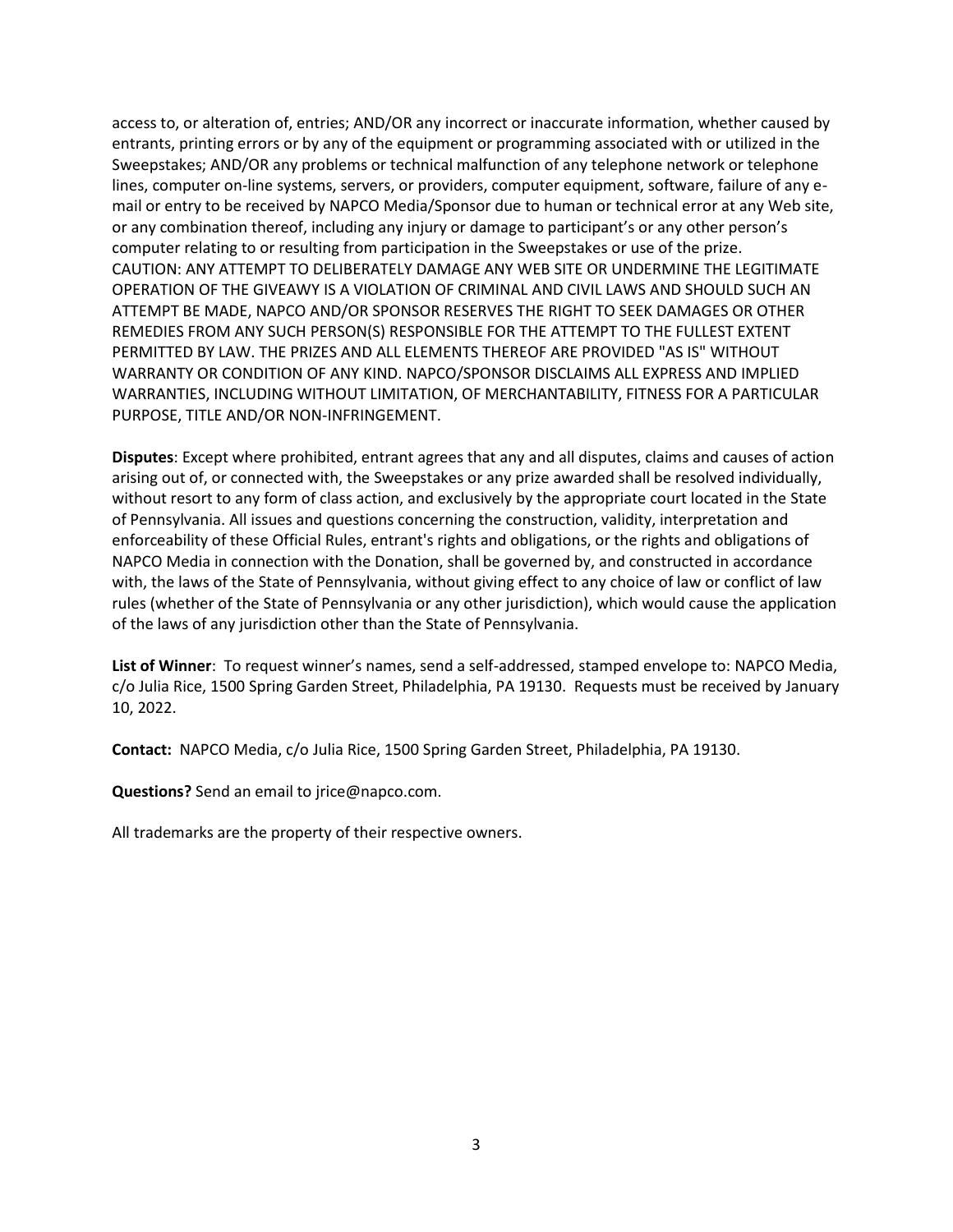access to, or alteration of, entries; AND/OR any incorrect or inaccurate information, whether caused by entrants, printing errors or by any of the equipment or programming associated with or utilized in the Sweepstakes; AND/OR any problems or technical malfunction of any telephone network or telephone lines, computer on-line systems, servers, or providers, computer equipment, software, failure of any e-mail or entry to be received by NAPCO Media/Sponsor due to human or technical error at any Web site, or any combination thereof, including any injury or damage to participant's or any other person's computer relating to or resulting from participation in the Sweepstakes or use of the prize. CAUTION: ANY ATTEMPT TO DELIBERATELY DAMAGE ANY WEB SITE OR UNDERMINE THE LEGITIMATE OPERATION OF THE GIVEAWY IS A VIOLATION OF CRIMINAL AND CIVIL LAWS AND SHOULD SUCH AN ATTEMPT BE MADE, NAPCO AND/OR SPONSOR RESERVES THE RIGHT TO SEEK DAMAGES OR OTHER REMEDIES FROM ANY SUCH PERSON(S) RESPONSIBLE FOR THE ATTEMPT TO THE FULLEST EXTENT PERMITTED BY LAW. THE PRIZES AND ALL ELEMENTS THEREOF ARE PROVIDED "AS IS" WITHOUT WARRANTY OR CONDITION OF ANY KIND. NAPCO/SPONSOR DISCLAIMS ALL EXPRESS AND IMPLIED WARRANTIES, INCLUDING WITHOUT LIMITATION, OF MERCHANTABILITY, FITNESS FOR A PARTICULAR PURPOSE, TITLE AND/OR NON-INFRINGEMENT.

**Disputes**: Except where prohibited, entrant agrees that any and all disputes, claims and causes of action arising out of, or connected with, the Sweepstakes or any prize awarded shall be resolved individually, without resort to any form of class action, and exclusively by the appropriate court located in the State of Pennsylvania. All issues and questions concerning the construction, validity, interpretation and enforceability of these Official Rules, entrant's rights and obligations, or the rights and obligations of NAPCO Media in connection with the Donation, shall be governed by, and constructed in accordance with, the laws of the State of Pennsylvania, without giving effect to any choice of law or conflict of law rules (whether of the State of Pennsylvania or any other jurisdiction), which would cause the application of the laws of any jurisdiction other than the State of Pennsylvania.

**List of Winner**: To request winner's names, send a self-addressed, stamped envelope to: NAPCO Media, c/o Julia Rice, 1500 Spring Garden Street, Philadelphia, PA 19130. Requests must be received by January 10, 2022.

**Contact:** NAPCO Media, c/o Julia Rice, 1500 Spring Garden Street, Philadelphia, PA 19130.

**Questions?** Send an email to jrice@napco.com.

All trademarks are the property of their respective owners.